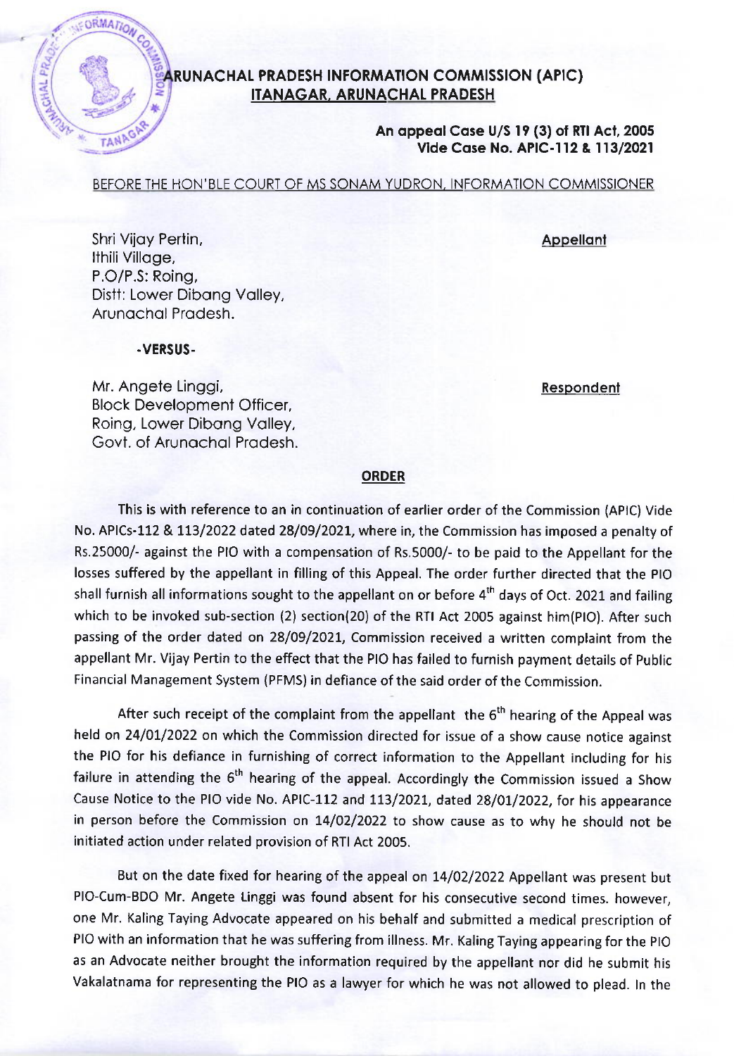# ARUNACHAL PRADESH INFORMATION COMMISSION (APIC)
## ITANAGAR, ARUNACHAL PRADESH

**An appeal Case U/S 19 (3) of RTI Act, 2005**
**Vide Case No. APIC-112 & 113/2021**

BEFORE THE HON'BLE COURT OF MS SONAM YUDRON, INFORMATION COMMISSIONER

Shri Vijay Pertin,
Ithili Village,
P.O/P.S: Roing,
Distt: Lower Dibang Valley,
Arunachal Pradesh.

**Appellant**

**-VERSUS-**

Mr. Angete Linggi,
Block Development Officer,
Roing, Lower Dibang Valley,
Govt. of Arunachal Pradesh.

**Respondent**

**ORDER**

This is with reference to an in continuation of earlier order of the Commission (APIC) Vide No. APICs-112 & 113/2022 dated 28/09/2021, where in, the Commission has imposed a penalty of Rs.25000/- against the PIO with a compensation of Rs.5000/- to be paid to the Appellant for the losses suffered by the appellant in filling of this Appeal. The order further directed that the PIO shall furnish all informations sought to the appellant on or before 4th days of Oct. 2021 and failing which to be invoked sub-section (2) section(20) of the RTI Act 2005 against him(PIO). After such passing of the order dated on 28/09/2021, Commission received a written complaint from the appellant Mr. Vijay Pertin to the effect that the PIO has failed to furnish payment details of Public Financial Management System (PFMS) in defiance of the said order of the Commission.

After such receipt of the complaint from the appellant the 6th hearing of the Appeal was held on 24/01/2022 on which the Commission directed for issue of a show cause notice against the PIO for his defiance in furnishing of correct information to the Appellant including for his failure in attending the 6th hearing of the appeal. Accordingly the Commission issued a Show Cause Notice to the PIO vide No. APIC-112 and 113/2021, dated 28/01/2022, for his appearance in person before the Commission on 14/02/2022 to show cause as to why he should not be initiated action under related provision of RTI Act 2005.

But on the date fixed for hearing of the appeal on 14/02/2022 Appellant was present but PIO-Cum-BDO Mr. Angete Linggi was found absent for his consecutive second times. however, one Mr. Kaling Taying Advocate appeared on his behalf and submitted a medical prescription of PIO with an information that he was suffering from illness. Mr. Kaling Taying appearing for the PIO as an Advocate neither brought the information required by the appellant nor did he submit his Vakalatnama for representing the PIO as a lawyer for which he was not allowed to plead. In the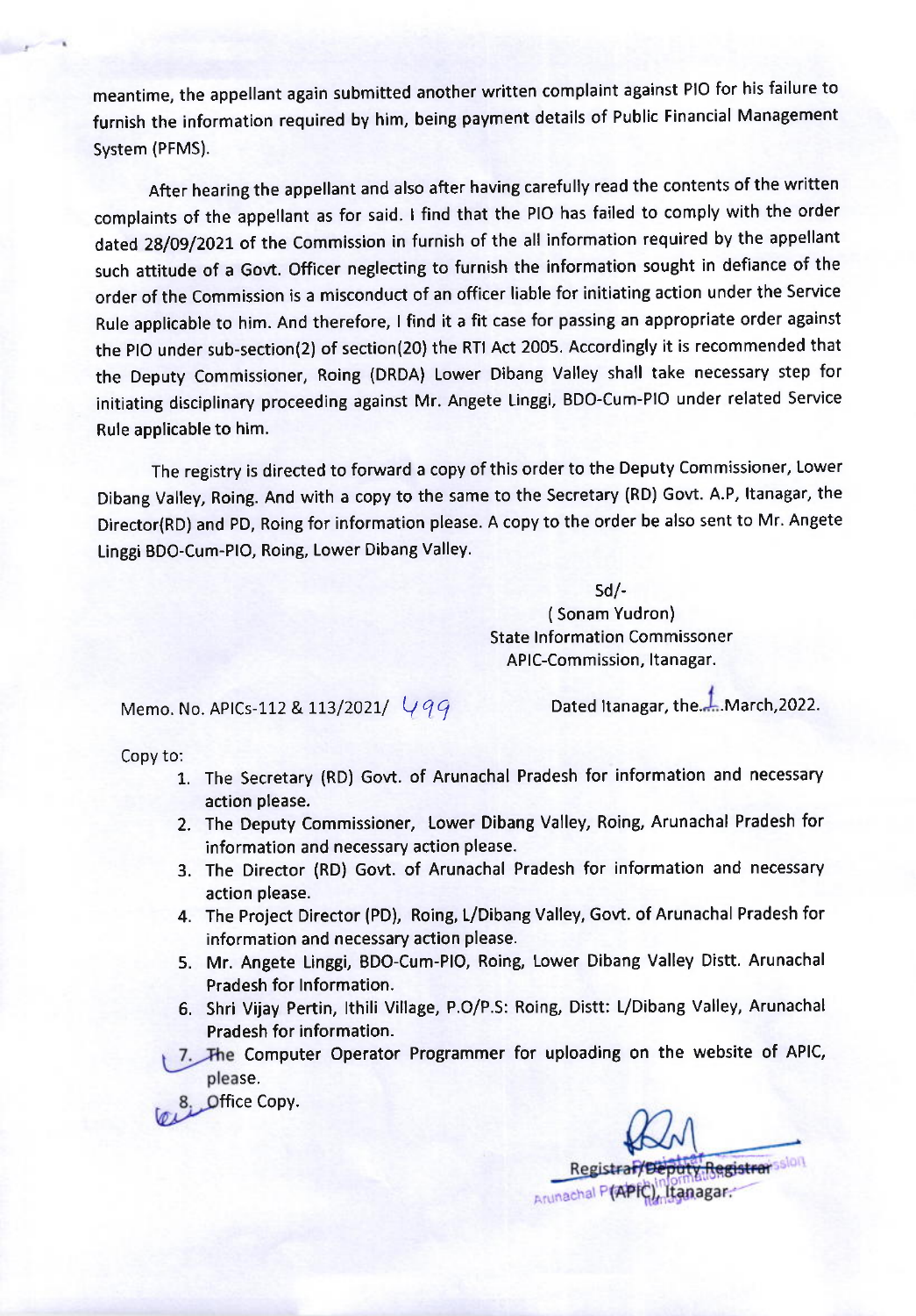meantime, the appellant again submitted another written complaint against PIO for his failure to furnish the information required by him, being payment details of Public Financial Management System (PFMS).

After hearing the appellant and also after having carefully read the contents of the written complaints of the appellant as for said. I find that the PIO has failed to comply with the order dated 28/09/2021 of the Commission in furnish of the all information required by the appellant such attitude of a Govt. Officer neglecting to furnish the information sought in defiance of the order of the Commission is a misconduct of an officer liable for initiating action under the Service Rule applicable to him. And therefore, I find it a fit case for passing an appropriate order against the PIO under sub-section(2) of section(20) the RTI Act 2005. Accordingly it is recommended that the Deputy Commissioner, Roing (DRDA) Lower Dibang Valley shall take necessary step for initiating disciplinary proceeding against Mr. Angete Linggi, BDO-Cum-PIO under related Service Rule applicable to him.

The registry is directed to forward a copy of this order to the Deputy Commissioner, Lower Dibang Valley, Roing. And with a copy to the same to the Secretary (RD) Govt. A.P, Itanagar, the Director(RD) and PD, Roing for information please. A copy to the order be also sent to Mr. Angete Linggi BDO-Cum-PIO, Roing, Lower Dibang Valley.

Sd/-
( Sonam Yudron)
State Information Commissoner
APIC-Commission, Itanagar.

Memo. No. APICs-112 & 113/2021/ 499 Dated Itanagar, the 1 March,2022.

Copy to:

1. The Secretary (RD) Govt. of Arunachal Pradesh for information and necessary action please.
2. The Deputy Commissioner, Lower Dibang Valley, Roing, Arunachal Pradesh for information and necessary action please.
3. The Director (RD) Govt. of Arunachal Pradesh for information and necessary action please.
4. The Project Director (PD), Roing, L/Dibang Valley, Govt. of Arunachal Pradesh for information and necessary action please.
5. Mr. Angete Linggi, BDO-Cum-PIO, Roing, Lower Dibang Valley Distt. Arunachal Pradesh for Information.
6. Shri Vijay Pertin, Ithili Village, P.O/P.S: Roing, Distt: L/Dibang Valley, Arunachal Pradesh for information.
7. The Computer Operator Programmer for uploading on the website of APIC, please.
8. Office Copy.

Registrar/Deputy Registrar
(APIC), Itanagar.